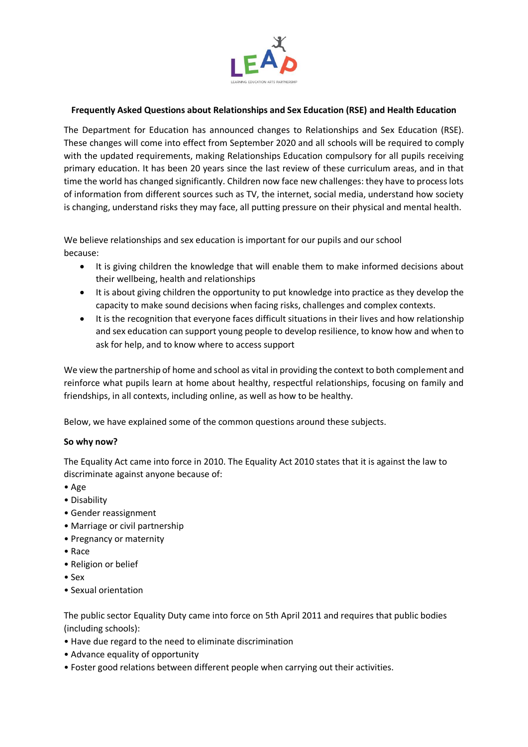**Frequently Asked Questions about Relationships and Sex Education (RSE) and Health Education**

The Department for Education has announced changes to Relationships and Sex Education (RSE). These changes will come into effect from September 2020 and all schools will be required to comply with the updated requirements, making Relationships Education compulsory for all pupils receiving primary education. It has been 20 years since the last review of these curriculum areas, and in that time the world has changed significantly. Children now face new challenges: they have to process lots of information from different sources such as TV, the internet, social media, understand how society is changing, understand risks they may face, all putting pressure on their physical and mental health.

We believe relationships and sex education is important for our pupils and our school because:

- It is giving children the knowledge that will enable them to make informed decisions about their wellbeing, health and relationships
- It is about giving children the opportunity to put knowledge into practice as they develop the capacity to make sound decisions when facing risks, challenges and complex contexts.
- It is the recognition that everyone faces difficult situations in their lives and how relationship and sex education can support young people to develop resilience, to know how and when to ask for help, and to know where to access support

We view the partnership of home and school as vital in providing the context to both complement and reinforce what pupils learn at home about healthy, respectful relationships, focusing on family and friendships, in all contexts, including online, as well as how to be healthy.

Below, we have explained some of the common questions around these subjects.

**So why now?**

The Equality Act came into force in 2010. The Equality Act 2010 states that it is against the law to discriminate against anyone because of:

- Age
- Disability
- Gender reassignment
- Marriage or civil partnership
- Pregnancy or maternity
- Race
- Religion or belief
- Sex
- Sexual orientation

The public sector Equality Duty came into force on 5th April 2011 and requires that public bodies (including schools):

- Have due regard to the need to eliminate discrimination
- Advance equality of opportunity
- Foster good relations between different people when carrying out their activities.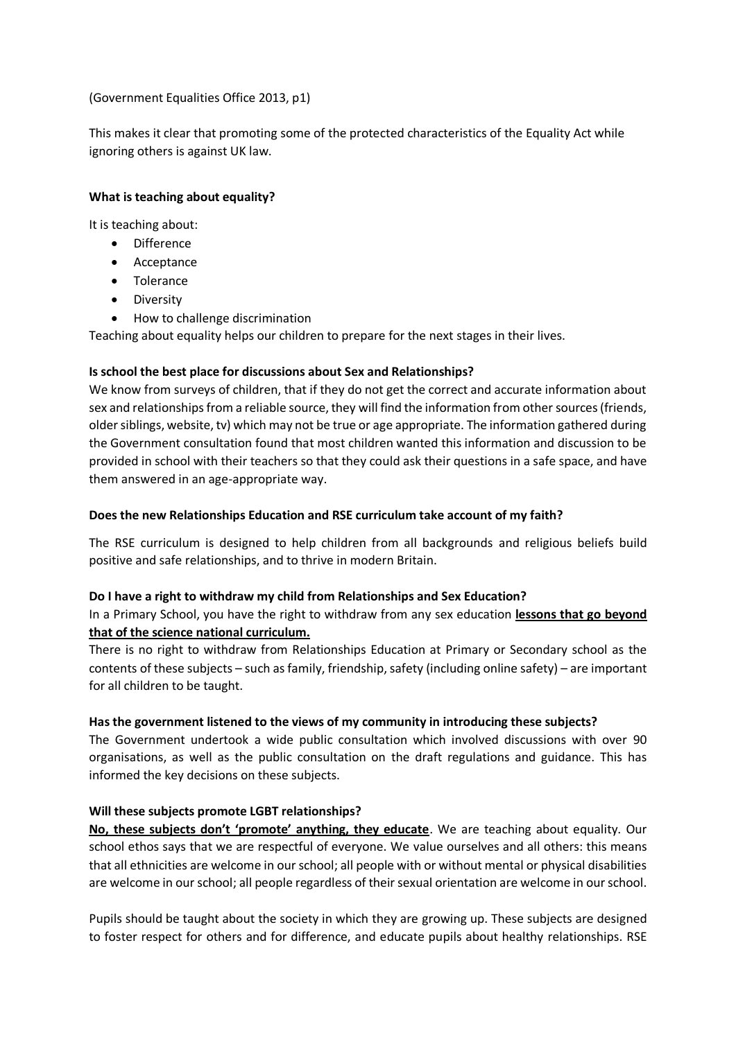(Government Equalities Office 2013, p1)

This makes it clear that promoting some of the protected characteristics of the Equality Act while ignoring others is against UK law.

**What is teaching about equality?**

It is teaching about:

- Difference
- Acceptance
- Tolerance
- Diversity
- How to challenge discrimination

Teaching about equality helps our children to prepare for the next stages in their lives.

**Is school the best place for discussions about Sex and Relationships?**

We know from surveys of children, that if they do not get the correct and accurate information about sex and relationships from a reliable source, they will find the information from other sources (friends, older siblings, website, tv) which may not be true or age appropriate. The information gathered during the Government consultation found that most children wanted this information and discussion to be provided in school with their teachers so that they could ask their questions in a safe space, and have them answered in an age-appropriate way.

**Does the new Relationships Education and RSE curriculum take account of my faith?**

The RSE curriculum is designed to help children from all backgrounds and religious beliefs build positive and safe relationships, and to thrive in modern Britain.

**Do I have a right to withdraw my child from Relationships and Sex Education?**

In a Primary School, you have the right to withdraw from any sex education **lessons that go beyond that of the science national curriculum.**

There is no right to withdraw from Relationships Education at Primary or Secondary school as the contents of these subjects – such as family, friendship, safety (including online safety) – are important for all children to be taught.

**Has the government listened to the views of my community in introducing these subjects?**

The Government undertook a wide public consultation which involved discussions with over 90 organisations, as well as the public consultation on the draft regulations and guidance. This has informed the key decisions on these subjects.

**Will these subjects promote LGBT relationships?**

**No, these subjects don't 'promote' anything, they educate**. We are teaching about equality. Our school ethos says that we are respectful of everyone. We value ourselves and all others: this means that all ethnicities are welcome in our school; all people with or without mental or physical disabilities are welcome in our school; all people regardless of their sexual orientation are welcome in our school.

Pupils should be taught about the society in which they are growing up. These subjects are designed to foster respect for others and for difference, and educate pupils about healthy relationships. RSE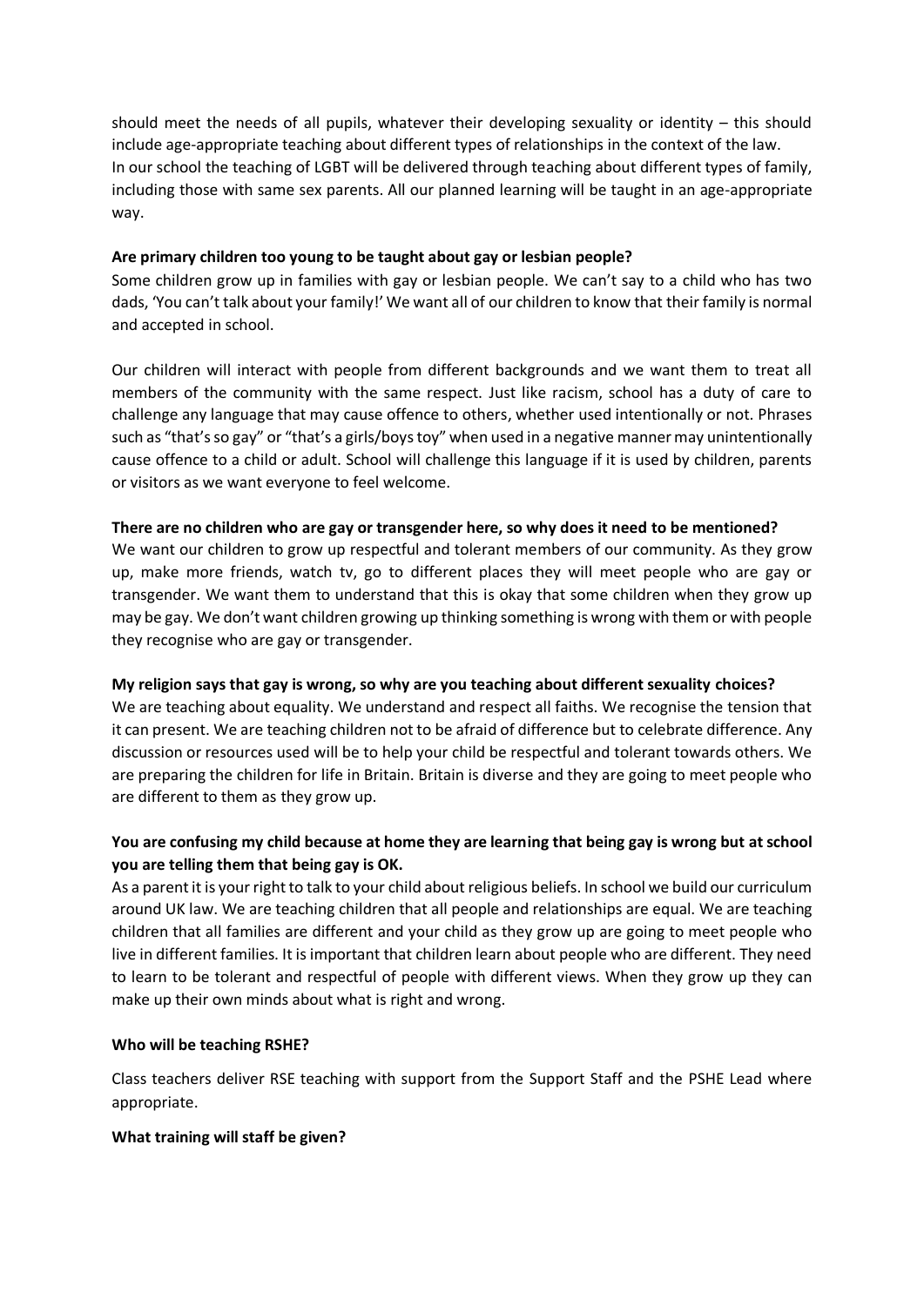should meet the needs of all pupils, whatever their developing sexuality or identity – this should include age-appropriate teaching about different types of relationships in the context of the law.
In our school the teaching of LGBT will be delivered through teaching about different types of family, including those with same sex parents. All our planned learning will be taught in an age-appropriate way.

**Are primary children too young to be taught about gay or lesbian people?**

Some children grow up in families with gay or lesbian people. We can't say to a child who has two dads, 'You can't talk about your family!' We want all of our children to know that their family is normal and accepted in school.

Our children will interact with people from different backgrounds and we want them to treat all members of the community with the same respect. Just like racism, school has a duty of care to challenge any language that may cause offence to others, whether used intentionally or not. Phrases such as "that's so gay" or "that's a girls/boys toy" when used in a negative manner may unintentionally cause offence to a child or adult. School will challenge this language if it is used by children, parents or visitors as we want everyone to feel welcome.

**There are no children who are gay or transgender here, so why does it need to be mentioned?**

We want our children to grow up respectful and tolerant members of our community. As they grow up, make more friends, watch tv, go to different places they will meet people who are gay or transgender. We want them to understand that this is okay that some children when they grow up may be gay. We don't want children growing up thinking something is wrong with them or with people they recognise who are gay or transgender.

**My religion says that gay is wrong, so why are you teaching about different sexuality choices?**

We are teaching about equality. We understand and respect all faiths. We recognise the tension that it can present. We are teaching children not to be afraid of difference but to celebrate difference. Any discussion or resources used will be to help your child be respectful and tolerant towards others. We are preparing the children for life in Britain. Britain is diverse and they are going to meet people who are different to them as they grow up.

**You are confusing my child because at home they are learning that being gay is wrong but at school you are telling them that being gay is OK.**

As a parent it is your right to talk to your child about religious beliefs. In school we build our curriculum around UK law. We are teaching children that all people and relationships are equal. We are teaching children that all families are different and your child as they grow up are going to meet people who live in different families. It is important that children learn about people who are different. They need to learn to be tolerant and respectful of people with different views. When they grow up they can make up their own minds about what is right and wrong.

**Who will be teaching RSHE?**

Class teachers deliver RSE teaching with support from the Support Staff and the PSHE Lead where appropriate.

**What training will staff be given?**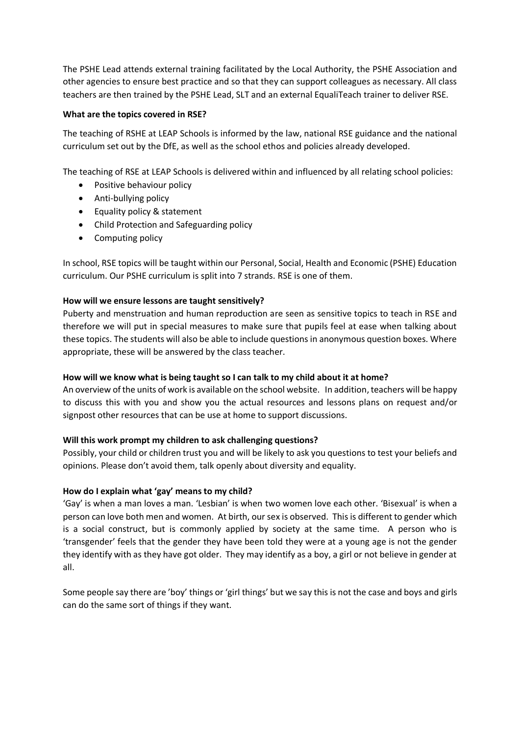The PSHE Lead attends external training facilitated by the Local Authority, the PSHE Association and other agencies to ensure best practice and so that they can support colleagues as necessary. All class teachers are then trained by the PSHE Lead, SLT and an external EqualiTeach trainer to deliver RSE.

**What are the topics covered in RSE?**

The teaching of RSHE at LEAP Schools is informed by the law, national RSE guidance and the national curriculum set out by the DfE, as well as the school ethos and policies already developed.

The teaching of RSE at LEAP Schools is delivered within and influenced by all relating school policies:

- Positive behaviour policy
- Anti-bullying policy
- Equality policy & statement
- Child Protection and Safeguarding policy
- Computing policy

In school, RSE topics will be taught within our Personal, Social, Health and Economic (PSHE) Education curriculum. Our PSHE curriculum is split into 7 strands. RSE is one of them.

**How will we ensure lessons are taught sensitively?**

Puberty and menstruation and human reproduction are seen as sensitive topics to teach in RSE and therefore we will put in special measures to make sure that pupils feel at ease when talking about these topics. The students will also be able to include questions in anonymous question boxes. Where appropriate, these will be answered by the class teacher.

**How will we know what is being taught so I can talk to my child about it at home?**

An overview of the units of work is available on the school website. In addition, teachers will be happy to discuss this with you and show you the actual resources and lessons plans on request and/or signpost other resources that can be use at home to support discussions.

**Will this work prompt my children to ask challenging questions?**

Possibly, your child or children trust you and will be likely to ask you questions to test your beliefs and opinions. Please don't avoid them, talk openly about diversity and equality.

**How do I explain what 'gay' means to my child?**

'Gay' is when a man loves a man. 'Lesbian' is when two women love each other. 'Bisexual' is when a person can love both men and women. At birth, our sex is observed. This is different to gender which is a social construct, but is commonly applied by society at the same time. A person who is 'transgender' feels that the gender they have been told they were at a young age is not the gender they identify with as they have got older. They may identify as a boy, a girl or not believe in gender at all.

Some people say there are 'boy' things or 'girl things' but we say this is not the case and boys and girls can do the same sort of things if they want.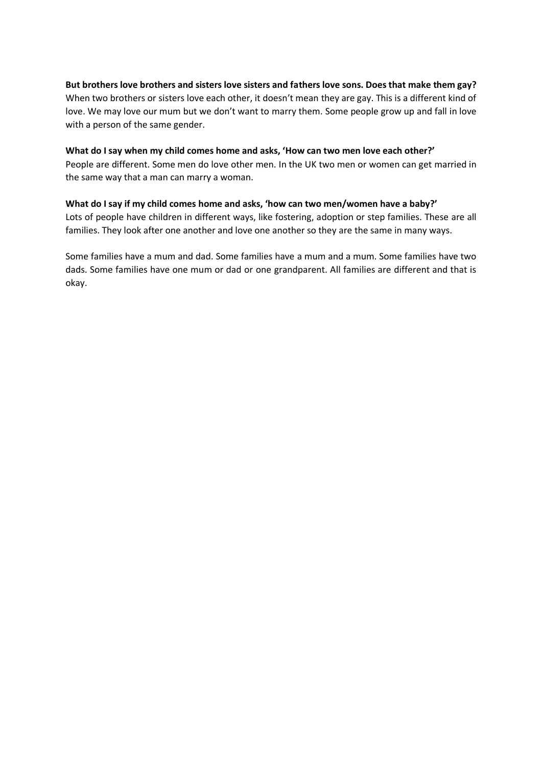**But brothers love brothers and sisters love sisters and fathers love sons. Does that make them gay?**
When two brothers or sisters love each other, it doesn't mean they are gay. This is a different kind of love. We may love our mum but we don't want to marry them. Some people grow up and fall in love with a person of the same gender.

**What do I say when my child comes home and asks, 'How can two men love each other?'**
People are different. Some men do love other men. In the UK two men or women can get married in the same way that a man can marry a woman.

**What do I say if my child comes home and asks, 'how can two men/women have a baby?'**
Lots of people have children in different ways, like fostering, adoption or step families. These are all families. They look after one another and love one another so they are the same in many ways.

Some families have a mum and dad. Some families have a mum and a mum. Some families have two dads. Some families have one mum or dad or one grandparent. All families are different and that is okay.